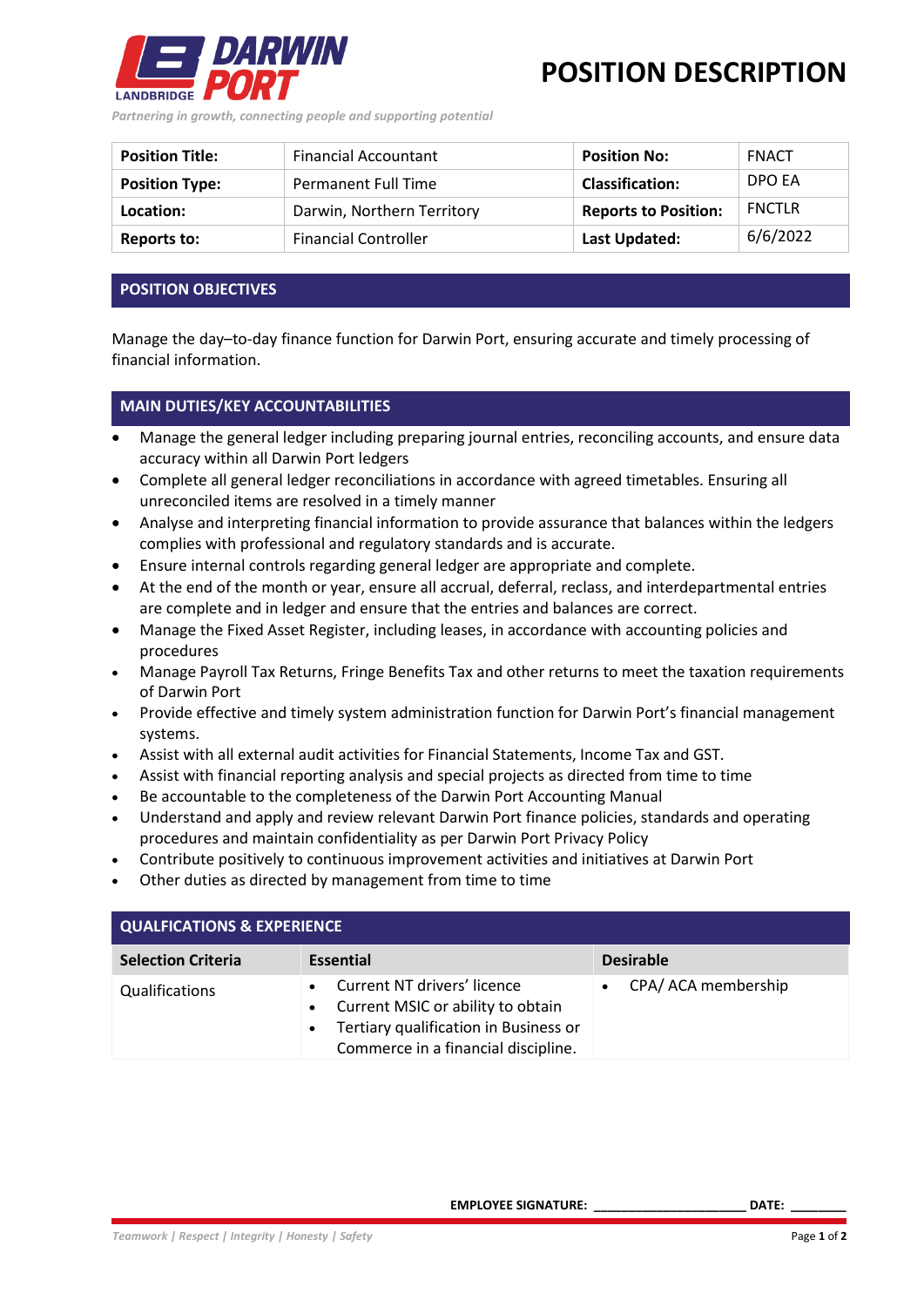# POSITION DESCRIPTION

*Partnering in growth, connecting people and supporting potential*

| **Position Title:** | Financial Accountant | **Position No:** | FNACT |
|---|---|---|---|
| **Position Type:** | Permanent Full Time | **Classification:** | DPO EA |
| **Location:** | Darwin, Northern Territory | **Reports to Position:** | FNCTLR |
| **Reports to:** | Financial Controller | **Last Updated:** | 6/6/2022 |

## POSITION OBJECTIVES

Manage the day–to-day finance function for Darwin Port, ensuring accurate and timely processing of financial information.

## MAIN DUTIES/KEY ACCOUNTABILITIES

- Manage the general ledger including preparing journal entries, reconciling accounts, and ensure data accuracy within all Darwin Port ledgers
- Complete all general ledger reconciliations in accordance with agreed timetables. Ensuring all unreconciled items are resolved in a timely manner
- Analyse and interpreting financial information to provide assurance that balances within the ledgers complies with professional and regulatory standards and is accurate.
- Ensure internal controls regarding general ledger are appropriate and complete.
- At the end of the month or year, ensure all accrual, deferral, reclass, and interdepartmental entries are complete and in ledger and ensure that the entries and balances are correct.
- Manage the Fixed Asset Register, including leases, in accordance with accounting policies and procedures
- Manage Payroll Tax Returns, Fringe Benefits Tax and other returns to meet the taxation requirements of Darwin Port
- Provide effective and timely system administration function for Darwin Port's financial management systems.
- Assist with all external audit activities for Financial Statements, Income Tax and GST.
- Assist with financial reporting analysis and special projects as directed from time to time
- Be accountable to the completeness of the Darwin Port Accounting Manual
- Understand and apply and review relevant Darwin Port finance policies, standards and operating procedures and maintain confidentiality as per Darwin Port Privacy Policy
- Contribute positively to continuous improvement activities and initiatives at Darwin Port
- Other duties as directed by management from time to time

## QUALFICATIONS & EXPERIENCE

| Selection Criteria | Essential | Desirable |
|---|---|---|
| Qualifications | • Current NT drivers' licence<br>• Current MSIC or ability to obtain<br>• Tertiary qualification in Business or Commerce in a financial discipline. | • CPA/ ACA membership |

**EMPLOYEE SIGNATURE:** ____________________ **DATE:** ________

*Teamwork | Respect | Integrity | Honesty | Safety*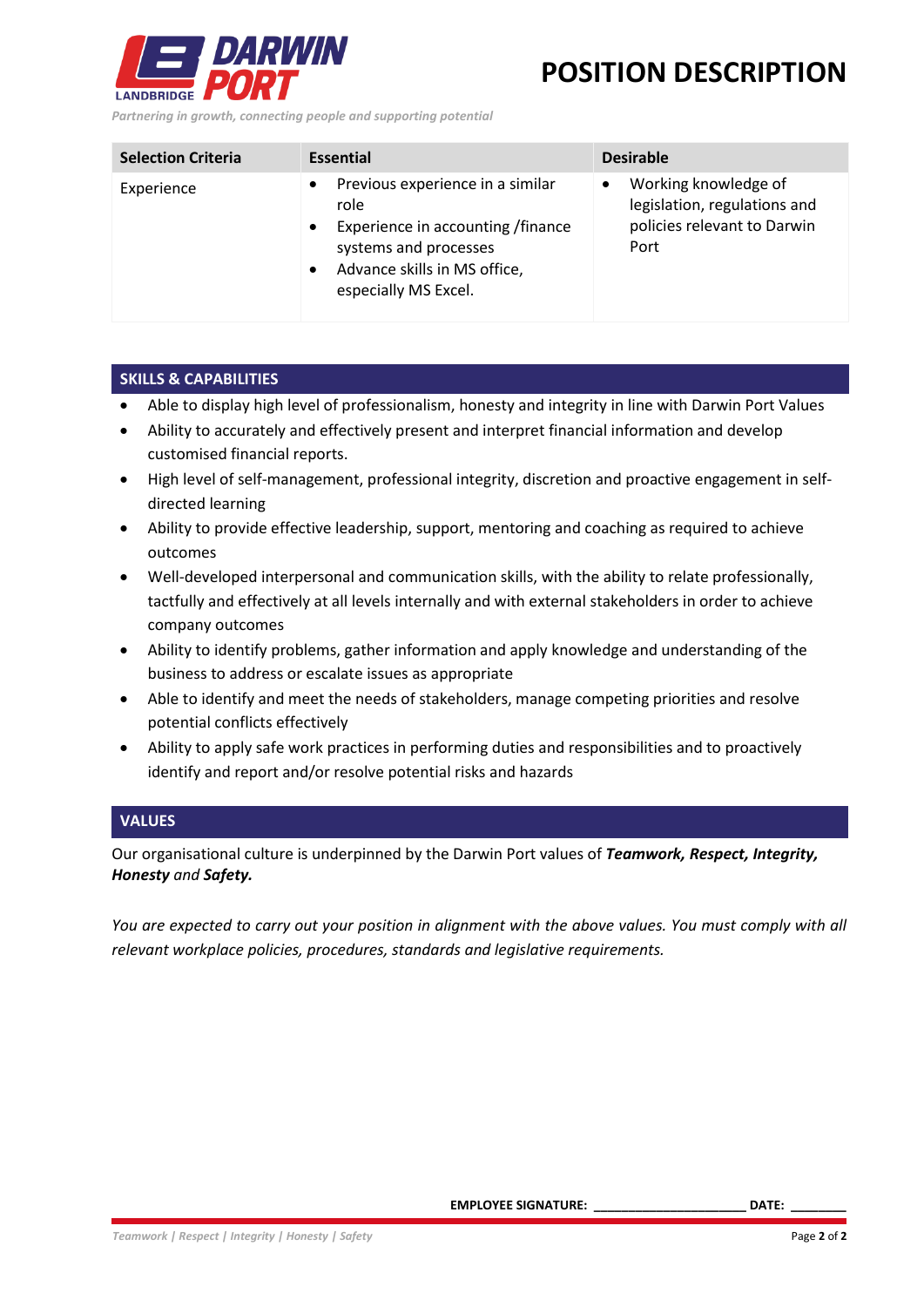| Selection Criteria | Essential | Desirable |
|---|---|---|
| Experience | • Previous experience in a similar role<br>• Experience in accounting /finance systems and processes<br>• Advance skills in MS office, especially MS Excel. | • Working knowledge of legislation, regulations and policies relevant to Darwin Port |

## SKILLS & CAPABILITIES

- Able to display high level of professionalism, honesty and integrity in line with Darwin Port Values
- Ability to accurately and effectively present and interpret financial information and develop customised financial reports.
- High level of self-management, professional integrity, discretion and proactive engagement in self-directed learning
- Ability to provide effective leadership, support, mentoring and coaching as required to achieve outcomes
- Well-developed interpersonal and communication skills, with the ability to relate professionally, tactfully and effectively at all levels internally and with external stakeholders in order to achieve company outcomes
- Ability to identify problems, gather information and apply knowledge and understanding of the business to address or escalate issues as appropriate
- Able to identify and meet the needs of stakeholders, manage competing priorities and resolve potential conflicts effectively
- Ability to apply safe work practices in performing duties and responsibilities and to proactively identify and report and/or resolve potential risks and hazards

## VALUES

Our organisational culture is underpinned by the Darwin Port values of ***Teamwork, Respect, Integrity, Honesty*** *and* ***Safety.***

*You are expected to carry out your position in alignment with the above values. You must comply with all relevant workplace policies, procedures, standards and legislative requirements.*

**EMPLOYEE SIGNATURE:** ____________________ **DATE:** ________